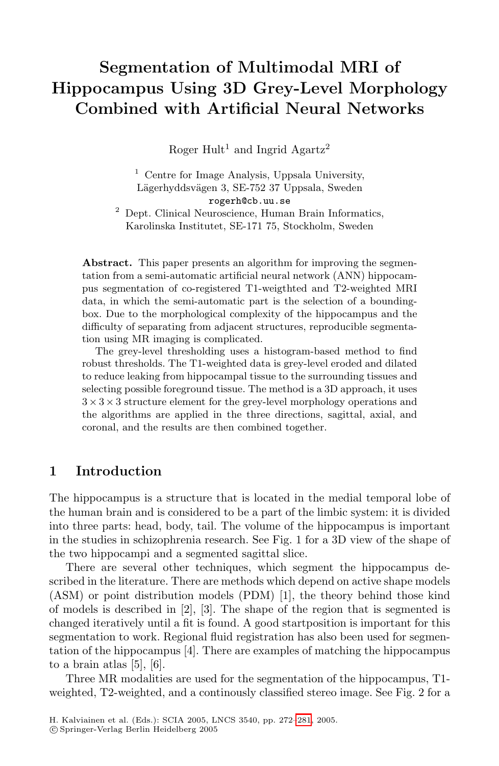# Segmentation of Multimodal MRI of Hippocampus Using 3D Grey-Level Morphology Combined with Artificial Neural Networks

Roger Hult[1] and Ingrid Agartz[2]

[1] Centre for Image Analysis, Uppsala University, Lägerhyddsvägen 3, SE-752 37 Uppsala, Sweden
rogerh@cb.uu.se

[2] Dept. Clinical Neuroscience, Human Brain Informatics, Karolinska Institutet, SE-171 75, Stockholm, Sweden

**Abstract.** This paper presents an algorithm for improving the segmentation from a semi-automatic artificial neural network (ANN) hippocampus segmentation of co-registered T1-weigthted and T2-weighted MRI data, in which the semi-automatic part is the selection of a bounding-box. Due to the morphological complexity of the hippocampus and the difficulty of separating from adjacent structures, reproducible segmentation using MR imaging is complicated.

The grey-level thresholding uses a histogram-based method to find robust thresholds. The T1-weighted data is grey-level eroded and dilated to reduce leaking from hippocampal tissue to the surrounding tissues and selecting possible foreground tissue. The method is a 3D approach, it uses $3 \times 3 \times 3$ structure element for the grey-level morphology operations and the algorithms are applied in the three directions, sagittal, axial, and coronal, and the results are then combined together.

## 1 Introduction

The hippocampus is a structure that is located in the medial temporal lobe of the human brain and is considered to be a part of the limbic system: it is divided into three parts: head, body, tail. The volume of the hippocampus is important in the studies in schizophrenia research. See Fig. 1 for a 3D view of the shape of the two hippocampi and a segmented sagittal slice.

There are several other techniques, which segment the hippocampus described in the literature. There are methods which depend on active shape models (ASM) or point distribution models (PDM) [1], the theory behind those kind of models is described in [2], [3]. The shape of the region that is segmented is changed iteratively until a fit is found. A good startposition is important for this segmentation to work. Regional fluid registration has also been used for segmentation of the hippocampus [4]. There are examples of matching the hippocampus to a brain atlas [5], [6].

Three MR modalities are used for the segmentation of the hippocampus, T1-weighted, T2-weighted, and a continously classified stereo image. See Fig. 2 for a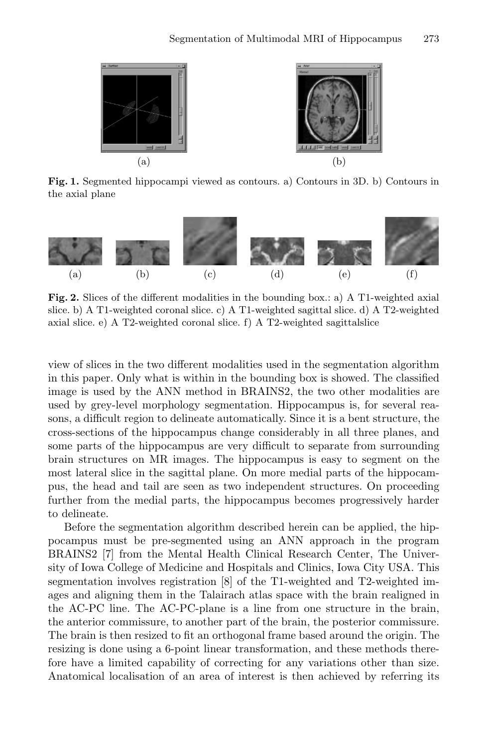(a) (b)

**Fig. 1.** Segmented hippocampi viewed as contours. a) Contours in 3D. b) Contours in the axial plane

(a) (b) (c) (d) (e) (f)

**Fig. 2.** Slices of the different modalities in the bounding box.: a) A T1-weighted axial slice. b) A T1-weighted coronal slice. c) A T1-weighted sagittal slice. d) A T2-weighted axial slice. e) A T2-weighted coronal slice. f) A T2-weighted sagittalslice

view of slices in the two different modalities used in the segmentation algorithm in this paper. Only what is within in the bounding box is showed. The classified image is used by the ANN method in BRAINS2, the two other modalities are used by grey-level morphology segmentation. Hippocampus is, for several reasons, a difficult region to delineate automatically. Since it is a bent structure, the cross-sections of the hippocampus change considerably in all three planes, and some parts of the hippocampus are very difficult to separate from surrounding brain structures on MR images. The hippocampus is easy to segment on the most lateral slice in the sagittal plane. On more medial parts of the hippocampus, the head and tail are seen as two independent structures. On proceeding further from the medial parts, the hippocampus becomes progressively harder to delineate.

Before the segmentation algorithm described herein can be applied, the hippocampus must be pre-segmented using an ANN approach in the program BRAINS2 [7] from the Mental Health Clinical Research Center, The University of Iowa College of Medicine and Hospitals and Clinics, Iowa City USA. This segmentation involves registration [8] of the T1-weighted and T2-weighted images and aligning them in the Talairach atlas space with the brain realigned in the AC-PC line. The AC-PC-plane is a line from one structure in the brain, the anterior commissure, to another part of the brain, the posterior commissure. The brain is then resized to fit an orthogonal frame based around the origin. The resizing is done using a 6-point linear transformation, and these methods therefore have a limited capability of correcting for any variations other than size. Anatomical localisation of an area of interest is then achieved by referring its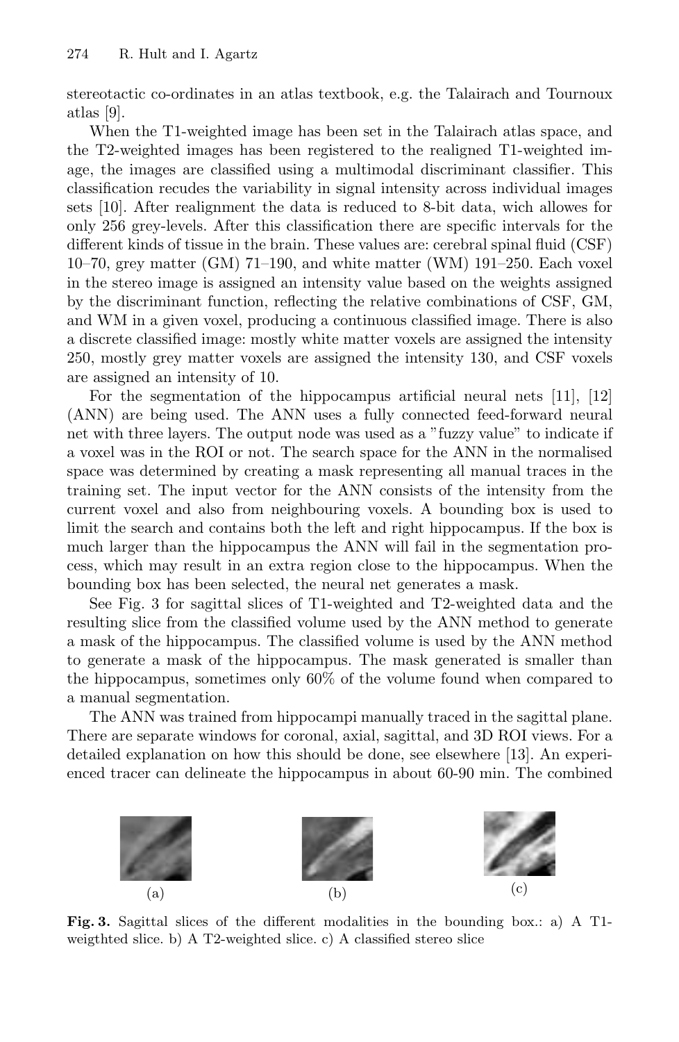stereotactic co-ordinates in an atlas textbook, e.g. the Talairach and Tournoux atlas [9].

When the T1-weighted image has been set in the Talairach atlas space, and the T2-weighted images has been registered to the realigned T1-weighted image, the images are classified using a multimodal discriminant classifier. This classification recudes the variability in signal intensity across individual images sets [10]. After realignment the data is reduced to 8-bit data, wich allowes for only 256 grey-levels. After this classification there are specific intervals for the different kinds of tissue in the brain. These values are: cerebral spinal fluid (CSF) 10–70, grey matter (GM) 71–190, and white matter (WM) 191–250. Each voxel in the stereo image is assigned an intensity value based on the weights assigned by the discriminant function, reflecting the relative combinations of CSF, GM, and WM in a given voxel, producing a continuous classified image. There is also a discrete classified image: mostly white matter voxels are assigned the intensity 250, mostly grey matter voxels are assigned the intensity 130, and CSF voxels are assigned an intensity of 10.

For the segmentation of the hippocampus artificial neural nets [11], [12] (ANN) are being used. The ANN uses a fully connected feed-forward neural net with three layers. The output node was used as a "fuzzy value" to indicate if a voxel was in the ROI or not. The search space for the ANN in the normalised space was determined by creating a mask representing all manual traces in the training set. The input vector for the ANN consists of the intensity from the current voxel and also from neighbouring voxels. A bounding box is used to limit the search and contains both the left and right hippocampus. If the box is much larger than the hippocampus the ANN will fail in the segmentation process, which may result in an extra region close to the hippocampus. When the bounding box has been selected, the neural net generates a mask.

See Fig. 3 for sagittal slices of T1-weighted and T2-weighted data and the resulting slice from the classified volume used by the ANN method to generate a mask of the hippocampus. The classified volume is used by the ANN method to generate a mask of the hippocampus. The mask generated is smaller than the hippocampus, sometimes only 60% of the volume found when compared to a manual segmentation.

The ANN was trained from hippocampi manually traced in the sagittal plane. There are separate windows for coronal, axial, sagittal, and 3D ROI views. For a detailed explanation on how this should be done, see elsewhere [13]. An experienced tracer can delineate the hippocampus in about 60-90 min. The combined

(a) (b) (c)

**Fig. 3.** Sagittal slices of the different modalities in the bounding box.: a) A T1-weigthted slice. b) A T2-weighted slice. c) A classified stereo slice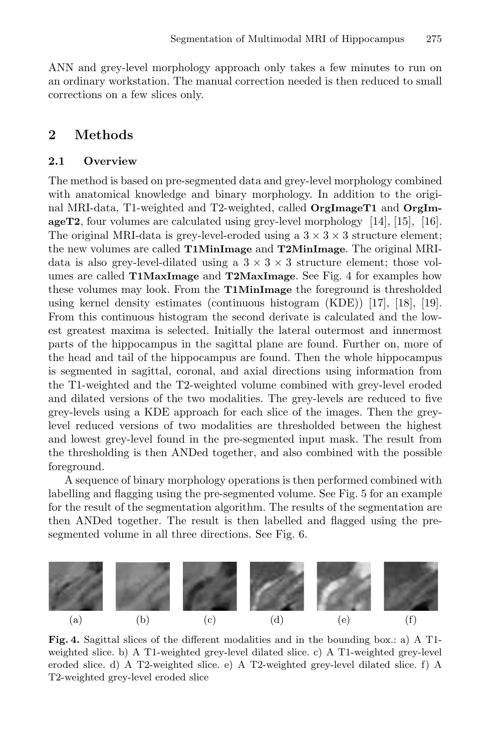ANN and grey-level morphology approach only takes a few minutes to run on an ordinary workstation. The manual correction needed is then reduced to small corrections on a few slices only.

## 2 Methods

### 2.1 Overview

The method is based on pre-segmented data and grey-level morphology combined with anatomical knowledge and binary morphology. In addition to the original MRI-data, T1-weighted and T2-weighted, called **OrgImageT1** and **OrgImageT2**, four volumes are calculated using grey-level morphology [14], [15], [16]. The original MRI-data is grey-level-eroded using a $3 \times 3 \times 3$ structure element; the new volumes are called **T1MinImage** and **T2MinImage**. The original MRI-data is also grey-level-dilated using a $3 \times 3 \times 3$ structure element; those volumes are called **T1MaxImage** and **T2MaxImage**. See Fig. 4 for examples how these volumes may look. From the **T1MinImage** the foreground is thresholded using kernel density estimates (continuous histogram (KDE)) [17], [18], [19]. From this continuous histogram the second derivate is calculated and the lowest greatest maxima is selected. Initially the lateral outermost and innermost parts of the hippocampus in the sagittal plane are found. Further on, more of the head and tail of the hippocampus are found. Then the whole hippocampus is segmented in sagittal, coronal, and axial directions using information from the T1-weighted and the T2-weighted volume combined with grey-level eroded and dilated versions of the two modalities. The grey-levels are reduced to five grey-levels using a KDE approach for each slice of the images. Then the grey-level reduced versions of two modalities are thresholded between the highest and lowest grey-level found in the pre-segmented input mask. The result from the thresholding is then ANDed together, and also combined with the possible foreground.

A sequence of binary morphology operations is then performed combined with labelling and flagging using the pre-segmented volume. See Fig. 5 for an example for the result of the segmentation algorithm. The results of the segmentation are then ANDed together. The result is then labelled and flagged using the pre-segmented volume in all three directions. See Fig. 6.

(a) (b) (c) (d) (e) (f)

**Fig. 4.** Sagittal slices of the different modalities and in the bounding box.: a) A T1-weighted slice. b) A T1-weighted grey-level dilated slice. c) A T1-weighted grey-level eroded slice. d) A T2-weighted slice. e) A T2-weighted grey-level dilated slice. f) A T2-weighted grey-level eroded slice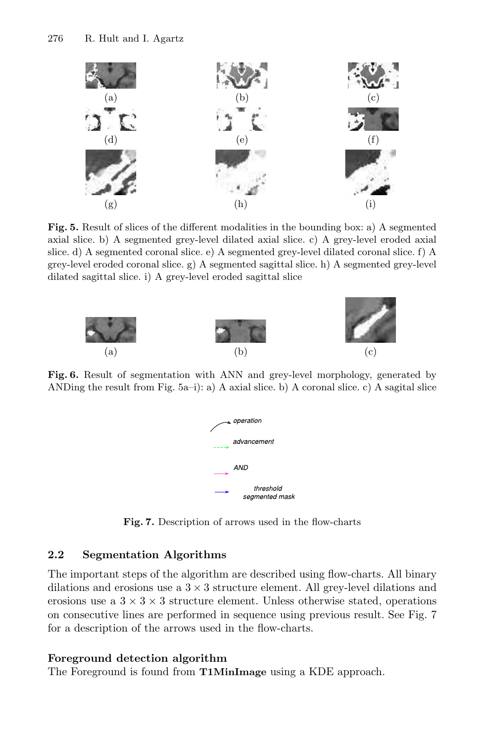(a) (b) (c)

(d) (e) (f)

(g) (h) (i)

**Fig. 5.** Result of slices of the different modalities in the bounding box: a) A segmented axial slice. b) A segmented grey-level dilated axial slice. c) A grey-level eroded axial slice. d) A segmented coronal slice. e) A segmented grey-level dilated coronal slice. f) A grey-level eroded coronal slice. g) A segmented sagittal slice. h) A segmented grey-level dilated sagittal slice. i) A grey-level eroded sagittal slice

(a) (b) (c)

**Fig. 6.** Result of segmentation with ANN and grey-level morphology, generated by ANDing the result from Fig. 5a–i): a) A axial slice. b) A coronal slice. c) A sagital slice

*operation*

*advancement*

*AND*

*threshold segmented mask*

**Fig. 7.** Description of arrows used in the flow-charts

## 2.2 Segmentation Algorithms

The important steps of the algorithm are described using flow-charts. All binary dilations and erosions use a $3 \times 3$ structure element. All grey-level dilations and erosions use a $3 \times 3 \times 3$ structure element. Unless otherwise stated, operations on consecutive lines are performed in sequence using previous result. See Fig. 7 for a description of the arrows used in the flow-charts.

**Foreground detection algorithm**

The Foreground is found from **T1MinImage** using a KDE approach.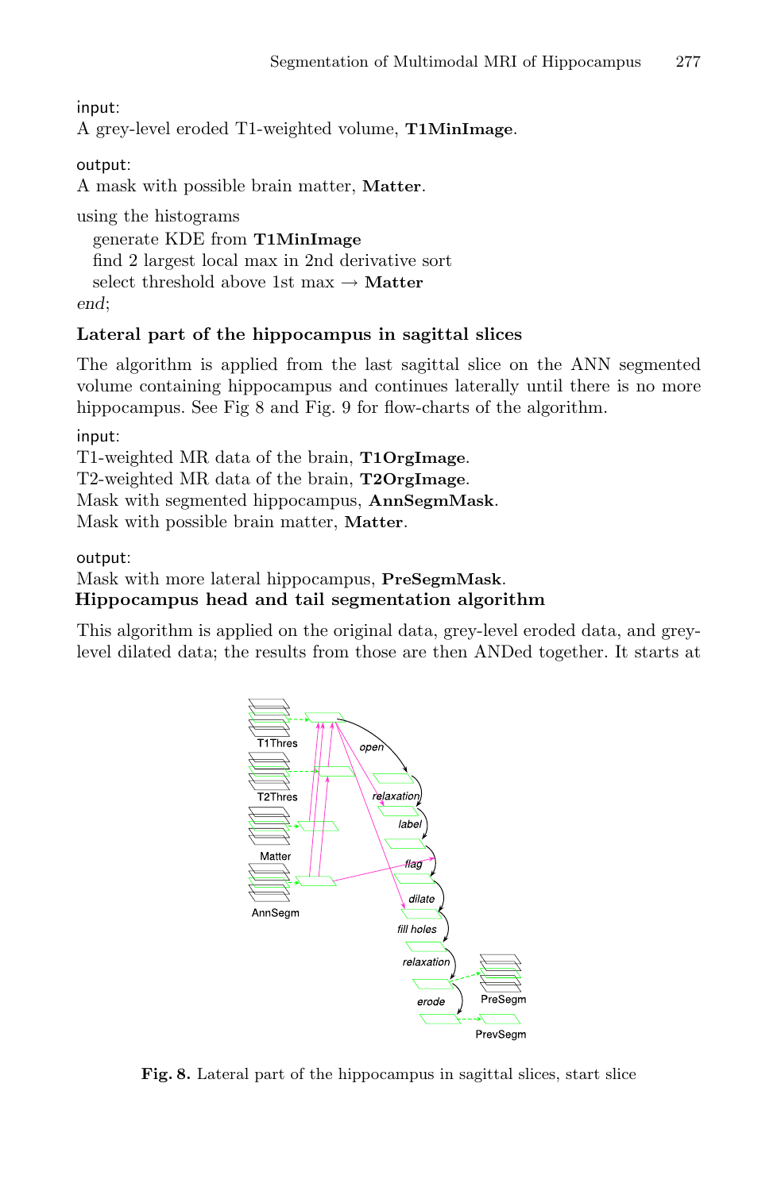input:
A grey-level eroded T1-weighted volume, **T1MinImage**.

output:
A mask with possible brain matter, **Matter**.

using the histograms
  generate KDE from **T1MinImage**
  find 2 largest local max in 2nd derivative sort
  select threshold above 1st max → **Matter**
*end*;

### Lateral part of the hippocampus in sagittal slices

The algorithm is applied from the last sagittal slice on the ANN segmented volume containing hippocampus and continues laterally until there is no more hippocampus. See Fig 8 and Fig. 9 for flow-charts of the algorithm.

input:
T1-weighted MR data of the brain, **T1OrgImage**.
T2-weighted MR data of the brain, **T2OrgImage**.
Mask with segmented hippocampus, **AnnSegmMask**.
Mask with possible brain matter, **Matter**.

output:
Mask with more lateral hippocampus, **PreSegmMask**.

### Hippocampus head and tail segmentation algorithm

This algorithm is applied on the original data, grey-level eroded data, and grey-level dilated data; the results from those are then ANDed together. It starts at

T1Thres, T2Thres, Matter, AnnSegm, open, relaxation, label, flag, dilate, fill holes, relaxation, erode, PreSegm, PrevSegm

**Fig. 8.** Lateral part of the hippocampus in sagittal slices, start slice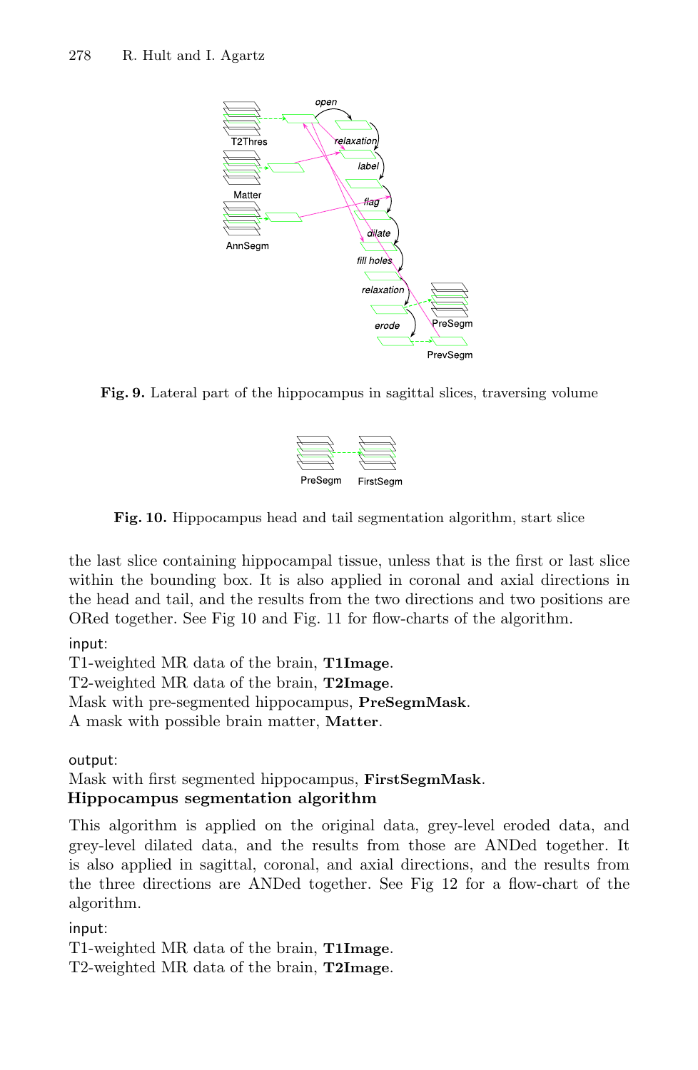**Fig. 9.** Lateral part of the hippocampus in sagittal slices, traversing volume

**Fig. 10.** Hippocampus head and tail segmentation algorithm, start slice

the last slice containing hippocampal tissue, unless that is the first or last slice within the bounding box. It is also applied in coronal and axial directions in the head and tail, and the results from the two directions and two positions are ORed together. See Fig 10 and Fig. 11 for flow-charts of the algorithm.

input:
T1-weighted MR data of the brain, **T1Image**.
T2-weighted MR data of the brain, **T2Image**.
Mask with pre-segmented hippocampus, **PreSegmMask**.
A mask with possible brain matter, **Matter**.

output:
Mask with first segmented hippocampus, **FirstSegmMask**.

**Hippocampus segmentation algorithm**

This algorithm is applied on the original data, grey-level eroded data, and grey-level dilated data, and the results from those are ANDed together. It is also applied in sagittal, coronal, and axial directions, and the results from the three directions are ANDed together. See Fig 12 for a flow-chart of the algorithm.

input:
T1-weighted MR data of the brain, **T1Image**.
T2-weighted MR data of the brain, **T2Image**.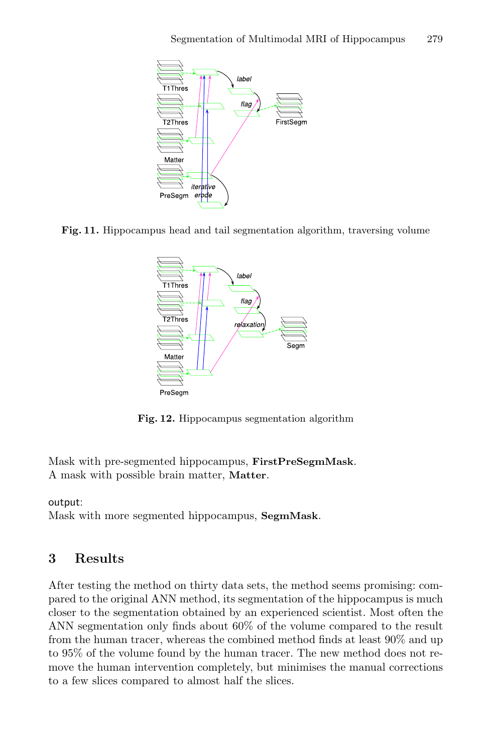**Fig. 11.** Hippocampus head and tail segmentation algorithm, traversing volume

**Fig. 12.** Hippocampus segmentation algorithm

Mask with pre-segmented hippocampus, **FirstPreSegmMask**.
A mask with possible brain matter, **Matter**.

output:
Mask with more segmented hippocampus, **SegmMask**.

## 3 Results

After testing the method on thirty data sets, the method seems promising: compared to the original ANN method, its segmentation of the hippocampus is much closer to the segmentation obtained by an experienced scientist. Most often the ANN segmentation only finds about 60% of the volume compared to the result from the human tracer, whereas the combined method finds at least 90% and up to 95% of the volume found by the human tracer. The new method does not remove the human intervention completely, but minimises the manual corrections to a few slices compared to almost half the slices.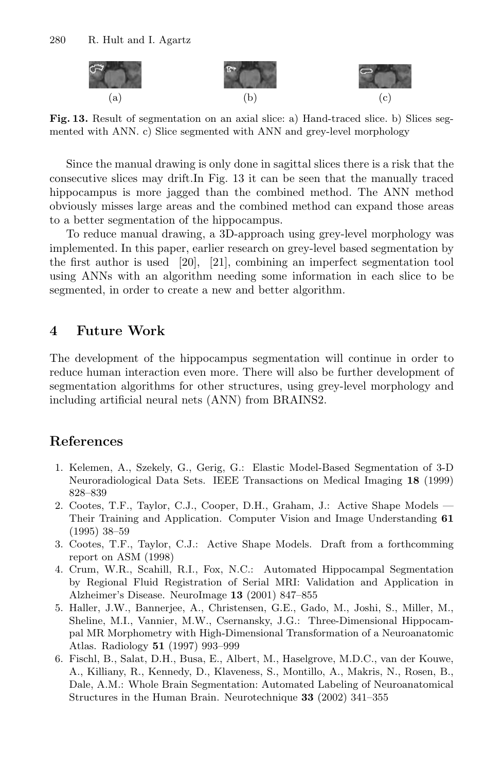(a) (b) (c)

**Fig. 13.** Result of segmentation on an axial slice: a) Hand-traced slice. b) Slices segmented with ANN. c) Slice segmented with ANN and grey-level morphology

Since the manual drawing is only done in sagittal slices there is a risk that the consecutive slices may drift.In Fig. 13 it can be seen that the manually traced hippocampus is more jagged than the combined method. The ANN method obviously misses large areas and the combined method can expand those areas to a better segmentation of the hippocampus.

To reduce manual drawing, a 3D-approach using grey-level morphology was implemented. In this paper, earlier research on grey-level based segmentation by the first author is used [20], [21], combining an imperfect segmentation tool using ANNs with an algorithm needing some information in each slice to be segmented, in order to create a new and better algorithm.

## 4 Future Work

The development of the hippocampus segmentation will continue in order to reduce human interaction even more. There will also be further development of segmentation algorithms for other structures, using grey-level morphology and including artificial neural nets (ANN) from BRAINS2.

## References

1. Kelemen, A., Szekely, G., Gerig, G.: Elastic Model-Based Segmentation of 3-D Neuroradiological Data Sets. IEEE Transactions on Medical Imaging **18** (1999) 828–839
2. Cootes, T.F., Taylor, C.J., Cooper, D.H., Graham, J.: Active Shape Models — Their Training and Application. Computer Vision and Image Understanding **61** (1995) 38–59
3. Cootes, T.F., Taylor, C.J.: Active Shape Models. Draft from a forthcomming report on ASM (1998)
4. Crum, W.R., Scahill, R.I., Fox, N.C.: Automated Hippocampal Segmentation by Regional Fluid Registration of Serial MRI: Validation and Application in Alzheimer's Disease. NeuroImage **13** (2001) 847–855
5. Haller, J.W., Bannerjee, A., Christensen, G.E., Gado, M., Joshi, S., Miller, M., Sheline, M.I., Vannier, M.W., Csernansky, J.G.: Three-Dimensional Hippocampal MR Morphometry with High-Dimensional Transformation of a Neuroanatomic Atlas. Radiology **51** (1997) 993–999
6. Fischl, B., Salat, D.H., Busa, E., Albert, M., Haselgrove, M.D.C., van der Kouwe, A., Killiany, R., Kennedy, D., Klaveness, S., Montillo, A., Makris, N., Rosen, B., Dale, A.M.: Whole Brain Segmentation: Automated Labeling of Neuroanatomical Structures in the Human Brain. Neurotechnique **33** (2002) 341–355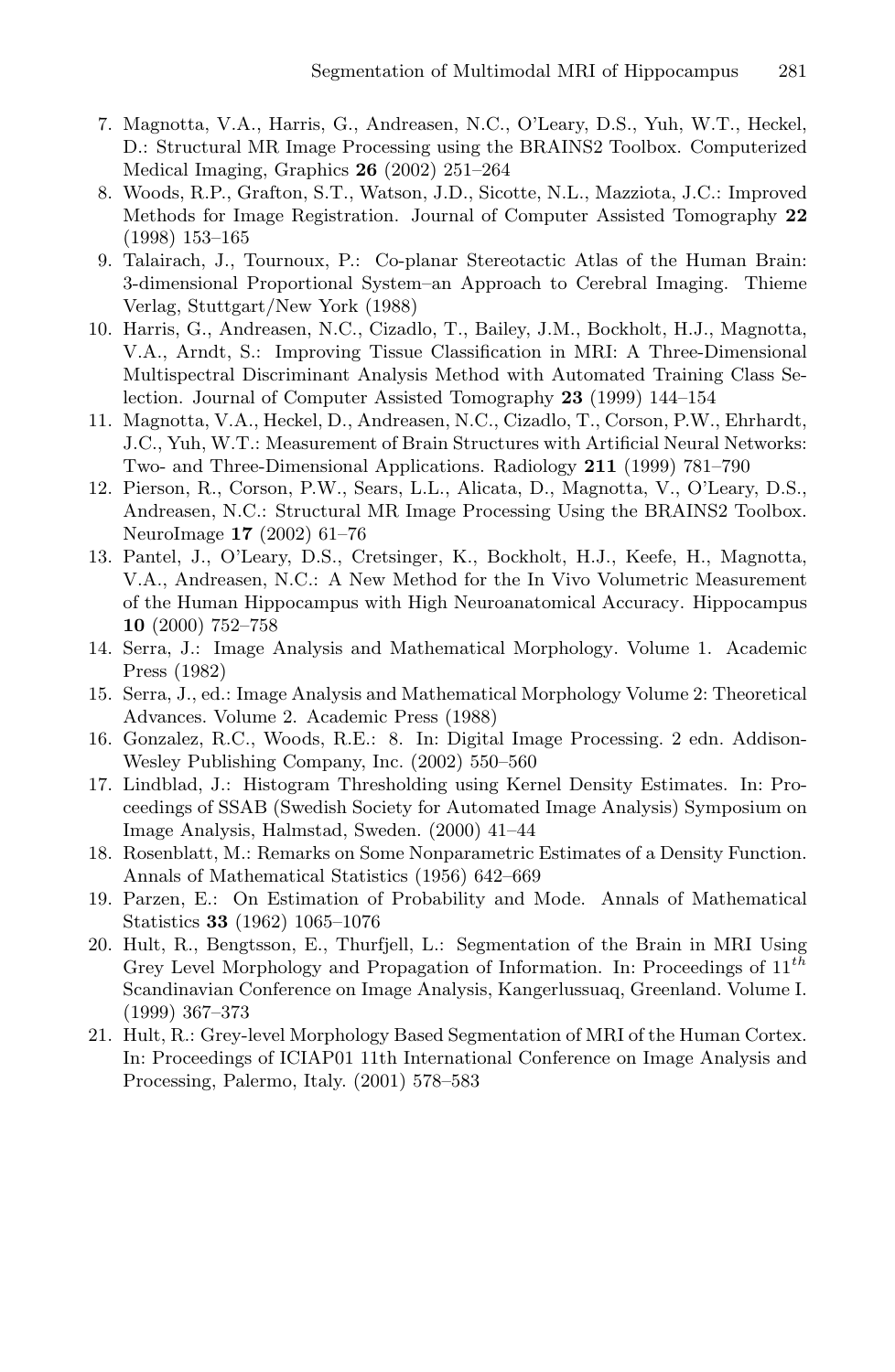7. Magnotta, V.A., Harris, G., Andreasen, N.C., O'Leary, D.S., Yuh, W.T., Heckel, D.: Structural MR Image Processing using the BRAINS2 Toolbox. Computerized Medical Imaging, Graphics **26** (2002) 251–264
8. Woods, R.P., Grafton, S.T., Watson, J.D., Sicotte, N.L., Mazziota, J.C.: Improved Methods for Image Registration. Journal of Computer Assisted Tomography **22** (1998) 153–165
9. Talairach, J., Tournoux, P.: Co-planar Stereotactic Atlas of the Human Brain: 3-dimensional Proportional System–an Approach to Cerebral Imaging. Thieme Verlag, Stuttgart/New York (1988)
10. Harris, G., Andreasen, N.C., Cizadlo, T., Bailey, J.M., Bockholt, H.J., Magnotta, V.A., Arndt, S.: Improving Tissue Classification in MRI: A Three-Dimensional Multispectral Discriminant Analysis Method with Automated Training Class Selection. Journal of Computer Assisted Tomography **23** (1999) 144–154
11. Magnotta, V.A., Heckel, D., Andreasen, N.C., Cizadlo, T., Corson, P.W., Ehrhardt, J.C., Yuh, W.T.: Measurement of Brain Structures with Artificial Neural Networks: Two- and Three-Dimensional Applications. Radiology **211** (1999) 781–790
12. Pierson, R., Corson, P.W., Sears, L.L., Alicata, D., Magnotta, V., O'Leary, D.S., Andreasen, N.C.: Structural MR Image Processing Using the BRAINS2 Toolbox. NeuroImage **17** (2002) 61–76
13. Pantel, J., O'Leary, D.S., Cretsinger, K., Bockholt, H.J., Keefe, H., Magnotta, V.A., Andreasen, N.C.: A New Method for the In Vivo Volumetric Measurement of the Human Hippocampus with High Neuroanatomical Accuracy. Hippocampus **10** (2000) 752–758
14. Serra, J.: Image Analysis and Mathematical Morphology. Volume 1. Academic Press (1982)
15. Serra, J., ed.: Image Analysis and Mathematical Morphology Volume 2: Theoretical Advances. Volume 2. Academic Press (1988)
16. Gonzalez, R.C., Woods, R.E.: 8. In: Digital Image Processing. 2 edn. Addison-Wesley Publishing Company, Inc. (2002) 550–560
17. Lindblad, J.: Histogram Thresholding using Kernel Density Estimates. In: Proceedings of SSAB (Swedish Society for Automated Image Analysis) Symposium on Image Analysis, Halmstad, Sweden. (2000) 41–44
18. Rosenblatt, M.: Remarks on Some Nonparametric Estimates of a Density Function. Annals of Mathematical Statistics (1956) 642–669
19. Parzen, E.: On Estimation of Probability and Mode. Annals of Mathematical Statistics **33** (1962) 1065–1076
20. Hult, R., Bengtsson, E., Thurfjell, L.: Segmentation of the Brain in MRI Using Grey Level Morphology and Propagation of Information. In: Proceedings of $11^{th}$ Scandinavian Conference on Image Analysis, Kangerlussuaq, Greenland. Volume I. (1999) 367–373
21. Hult, R.: Grey-level Morphology Based Segmentation of MRI of the Human Cortex. In: Proceedings of ICIAP01 11th International Conference on Image Analysis and Processing, Palermo, Italy. (2001) 578–583